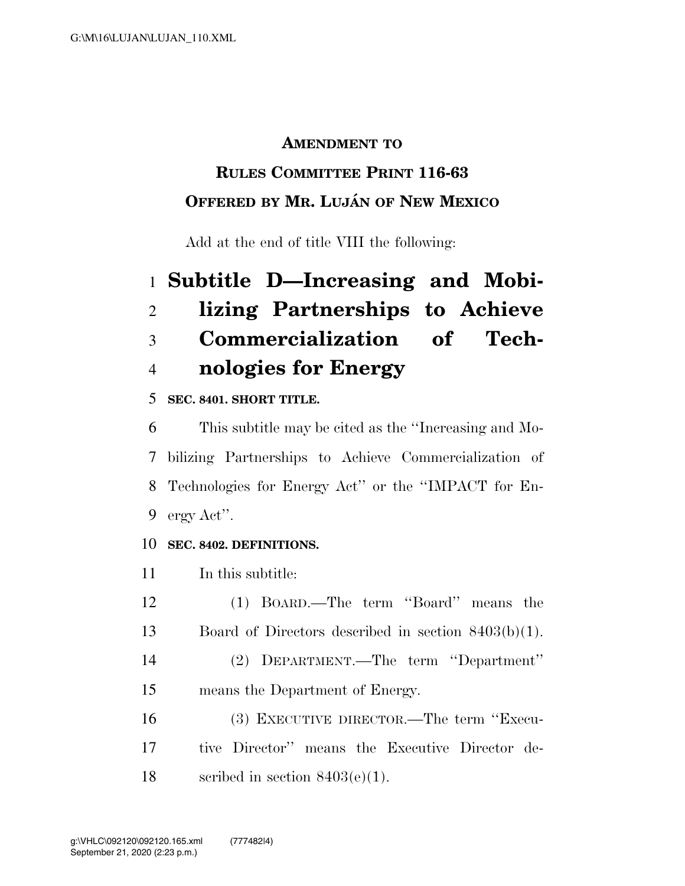**AMENDMENT TO**

**RULES COMMITTEE PRINT 116-63**

**OFFERED BY MR. LUJÁN OF NEW MEXICO**

Add at the end of title VIII the following:

# Subtitle D—Increasing and Mobilizing Partnerships to Achieve Commercialization of Technologies for Energy

**SEC. 8401. SHORT TITLE.**

This subtitle may be cited as the ''Increasing and Mobilizing Partnerships to Achieve Commercialization of Technologies for Energy Act'' or the ''IMPACT for Energy Act''.

**SEC. 8402. DEFINITIONS.**

In this subtitle:

(1) BOARD.—The term ''Board'' means the Board of Directors described in section 8403(b)(1).

(2) DEPARTMENT.—The term ''Department'' means the Department of Energy.

(3) EXECUTIVE DIRECTOR.—The term ''Executive Director'' means the Executive Director described in section 8403(e)(1).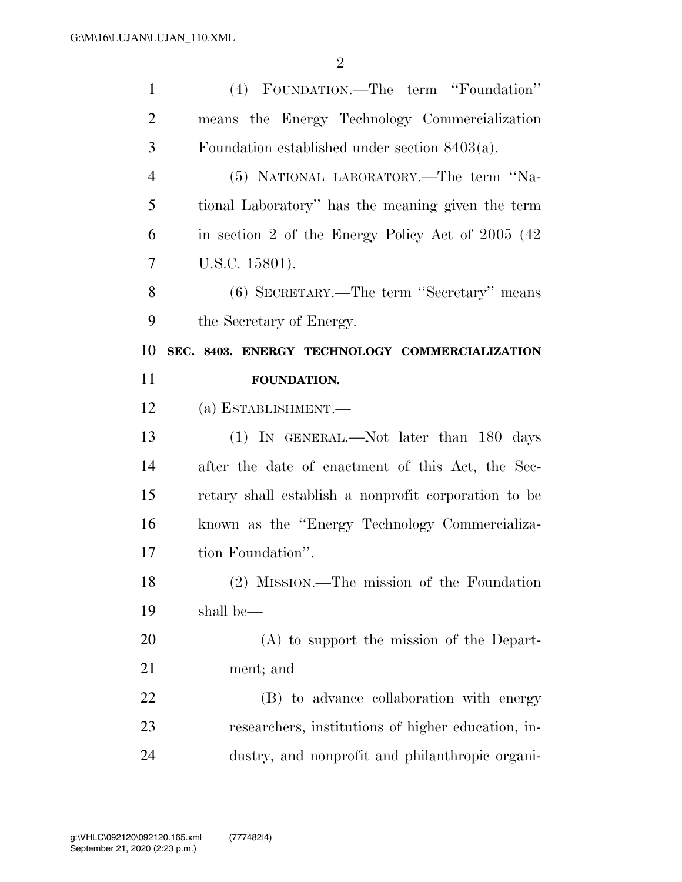(4) FOUNDATION.—The term ''Foundation'' means the Energy Technology Commercialization Foundation established under section 8403(a).

(5) NATIONAL LABORATORY.—The term ''National Laboratory'' has the meaning given the term in section 2 of the Energy Policy Act of 2005 (42 U.S.C. 15801).

(6) SECRETARY.—The term ''Secretary'' means the Secretary of Energy.

**SEC. 8403. ENERGY TECHNOLOGY COMMERCIALIZATION FOUNDATION.**

(a) ESTABLISHMENT.—

(1) IN GENERAL.—Not later than 180 days after the date of enactment of this Act, the Secretary shall establish a nonprofit corporation to be known as the ''Energy Technology Commercialization Foundation''.

(2) MISSION.—The mission of the Foundation shall be—

(A) to support the mission of the Department; and

(B) to advance collaboration with energy researchers, institutions of higher education, industry, and nonprofit and philanthropic organi-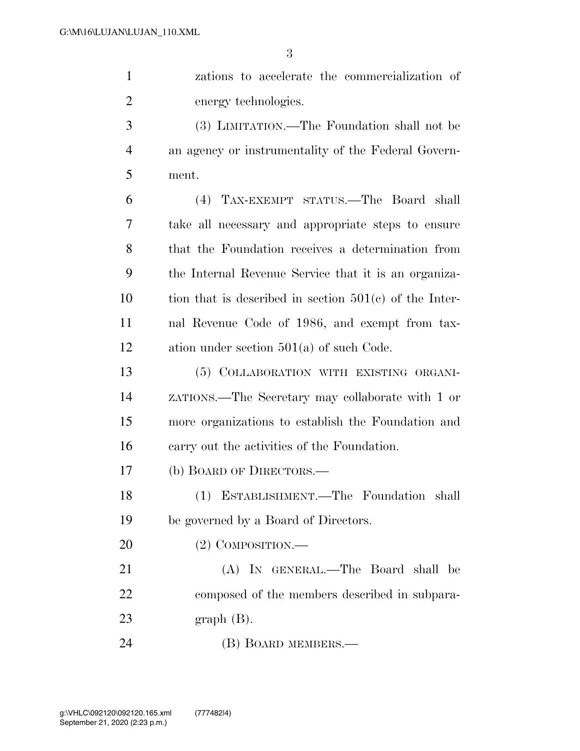zations to accelerate the commercialization of energy technologies.

(3) LIMITATION.—The Foundation shall not be an agency or instrumentality of the Federal Government.

(4) TAX-EXEMPT STATUS.—The Board shall take all necessary and appropriate steps to ensure that the Foundation receives a determination from the Internal Revenue Service that it is an organization that is described in section 501(c) of the Internal Revenue Code of 1986, and exempt from taxation under section 501(a) of such Code.

(5) COLLABORATION WITH EXISTING ORGANIZATIONS.—The Secretary may collaborate with 1 or more organizations to establish the Foundation and carry out the activities of the Foundation.

(b) BOARD OF DIRECTORS.—

(1) ESTABLISHMENT.—The Foundation shall be governed by a Board of Directors.

(2) COMPOSITION.—

(A) IN GENERAL.—The Board shall be composed of the members described in subparagraph (B).

(B) BOARD MEMBERS.—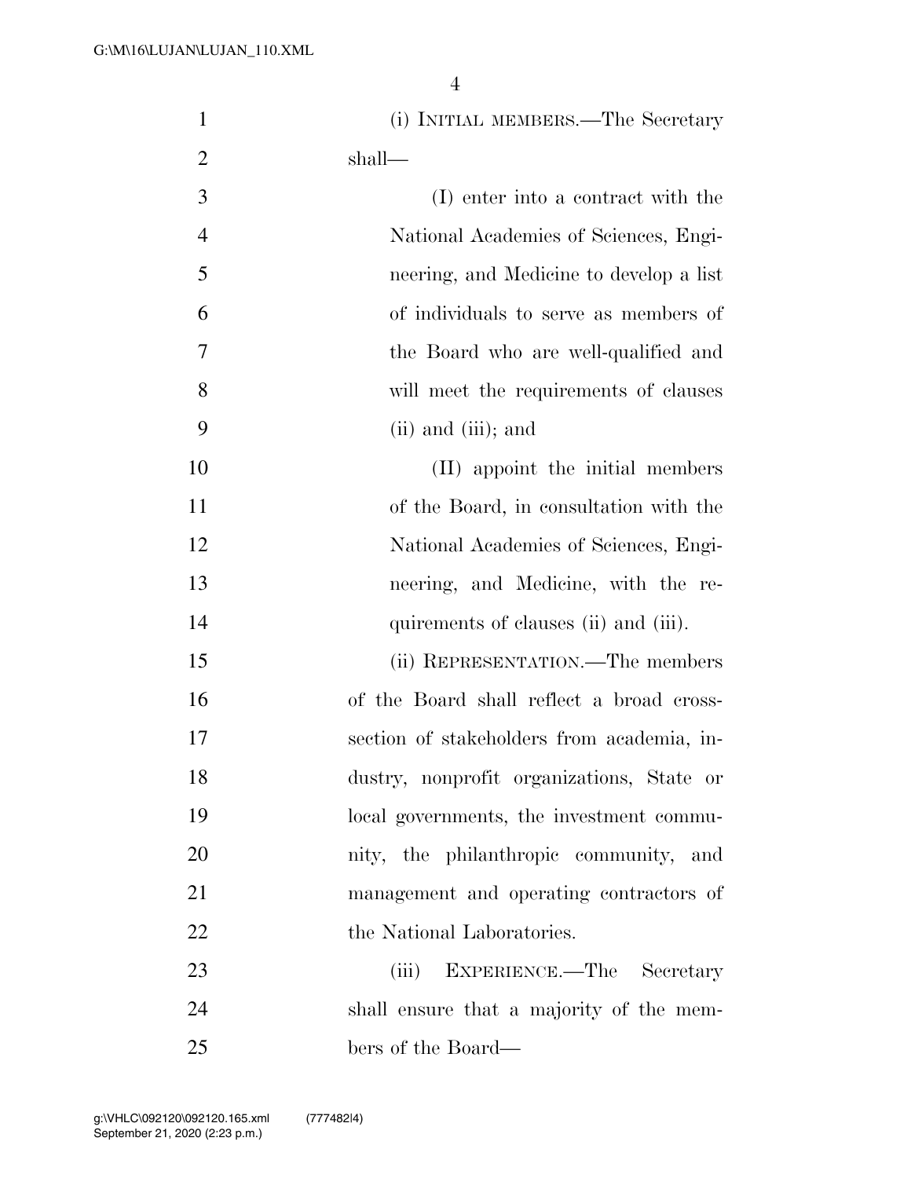(i) INITIAL MEMBERS.—The Secretary shall—

(I) enter into a contract with the National Academies of Sciences, Engineering, and Medicine to develop a list of individuals to serve as members of the Board who are well-qualified and will meet the requirements of clauses (ii) and (iii); and

(II) appoint the initial members of the Board, in consultation with the National Academies of Sciences, Engineering, and Medicine, with the requirements of clauses (ii) and (iii).

(ii) REPRESENTATION.—The members of the Board shall reflect a broad cross-section of stakeholders from academia, industry, nonprofit organizations, State or local governments, the investment community, the philanthropic community, and management and operating contractors of the National Laboratories.

(iii) EXPERIENCE.—The Secretary shall ensure that a majority of the members of the Board—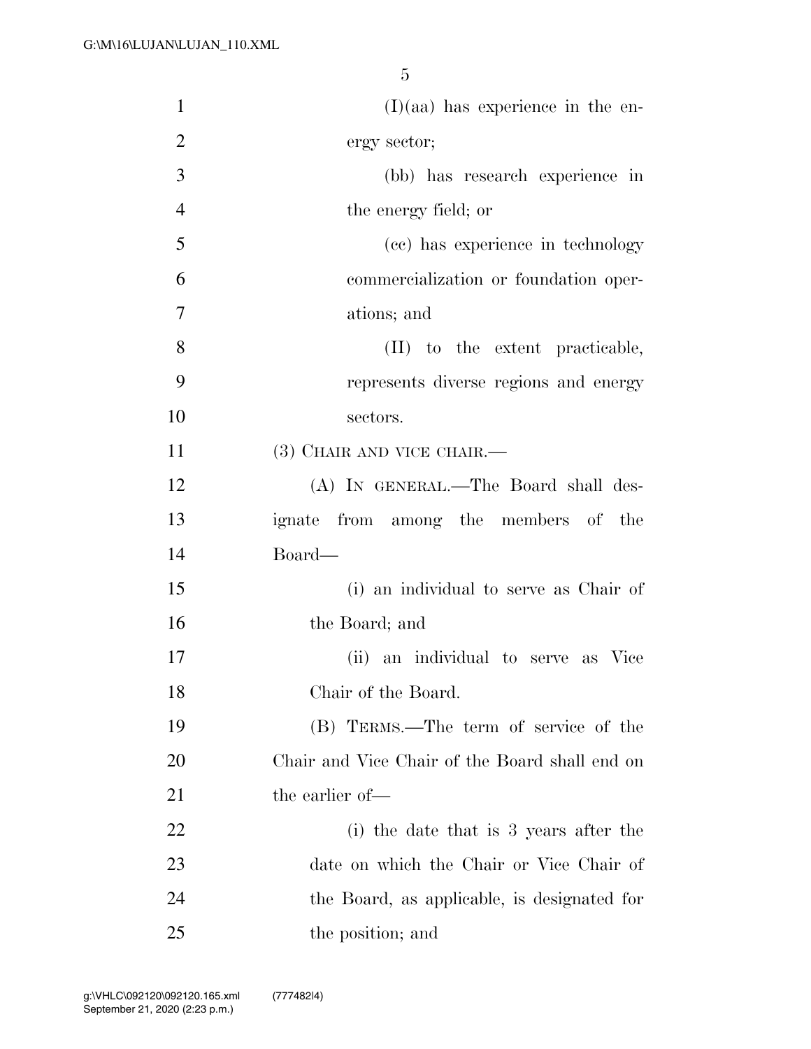(I)(aa) has experience in the energy sector;

(bb) has research experience in the energy field; or

(cc) has experience in technology commercialization or foundation operations; and

(II) to the extent practicable, represents diverse regions and energy sectors.

(3) CHAIR AND VICE CHAIR.—

(A) IN GENERAL.—The Board shall designate from among the members of the Board—

(i) an individual to serve as Chair of the Board; and

(ii) an individual to serve as Vice Chair of the Board.

(B) TERMS.—The term of service of the Chair and Vice Chair of the Board shall end on the earlier of—

(i) the date that is 3 years after the date on which the Chair or Vice Chair of the Board, as applicable, is designated for the position; and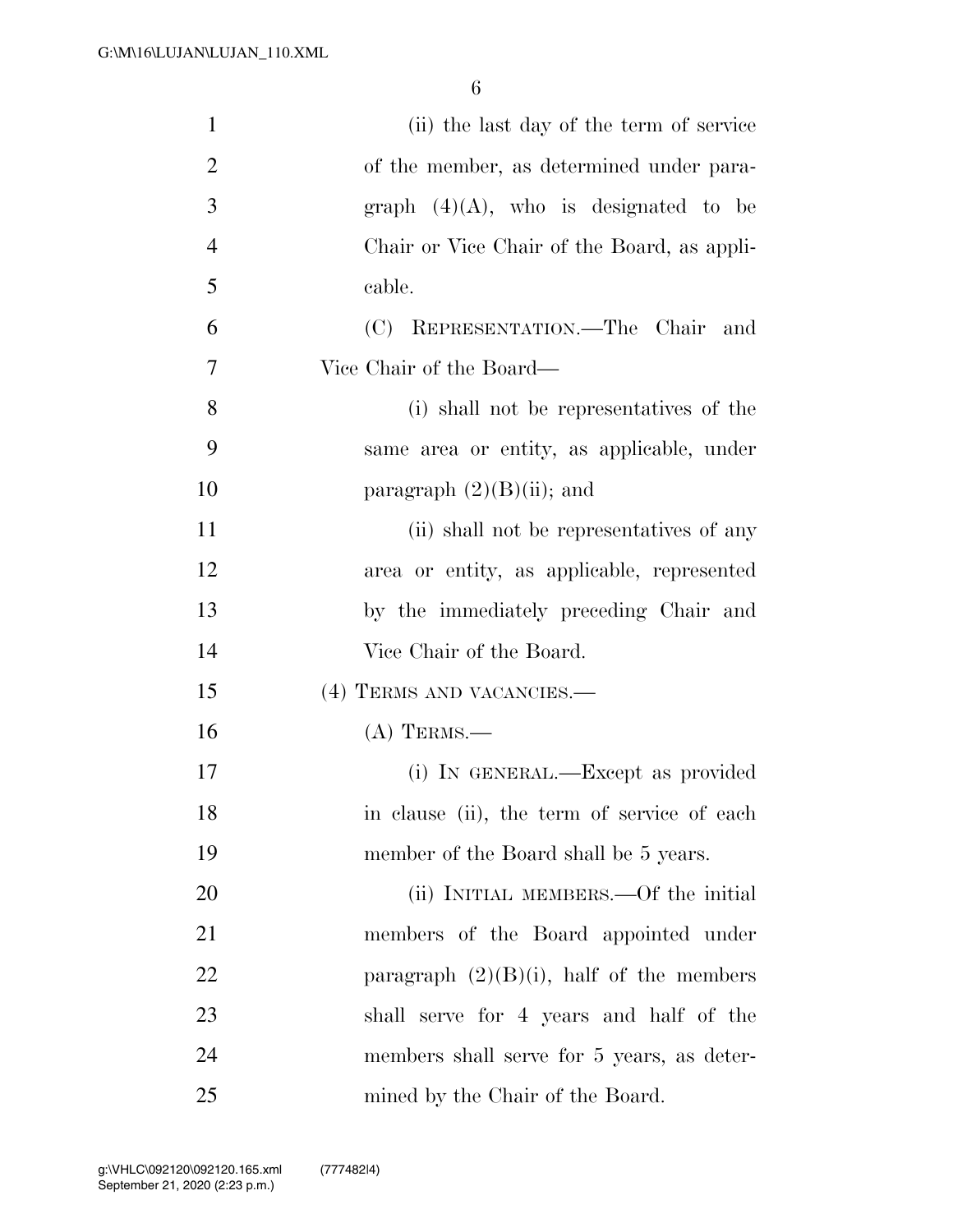(ii) the last day of the term of service of the member, as determined under paragraph (4)(A), who is designated to be Chair or Vice Chair of the Board, as applicable.

(C) REPRESENTATION.—The Chair and Vice Chair of the Board—

(i) shall not be representatives of the same area or entity, as applicable, under paragraph (2)(B)(ii); and

(ii) shall not be representatives of any area or entity, as applicable, represented by the immediately preceding Chair and Vice Chair of the Board.

(4) TERMS AND VACANCIES.—

(A) TERMS.—

(i) IN GENERAL.—Except as provided in clause (ii), the term of service of each member of the Board shall be 5 years.

(ii) INITIAL MEMBERS.—Of the initial members of the Board appointed under paragraph (2)(B)(i), half of the members shall serve for 4 years and half of the members shall serve for 5 years, as determined by the Chair of the Board.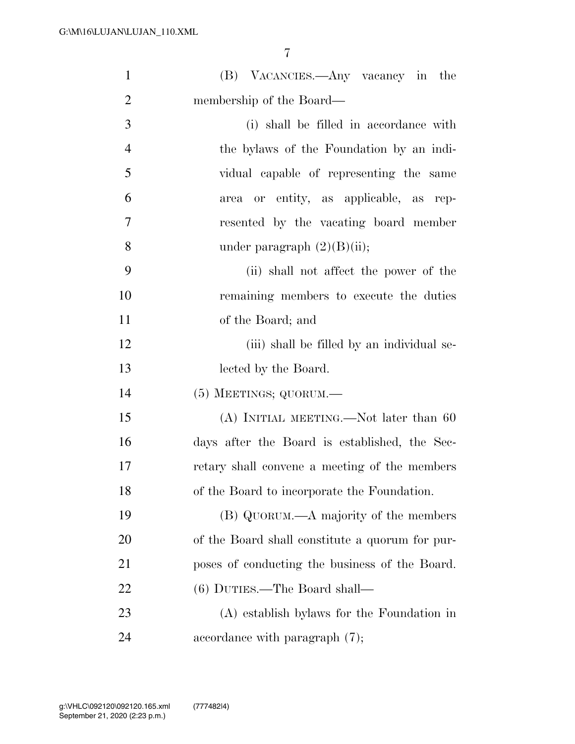(B) VACANCIES.—Any vacancy in the membership of the Board—

(i) shall be filled in accordance with the bylaws of the Foundation by an individual capable of representing the same area or entity, as applicable, as represented by the vacating board member under paragraph (2)(B)(ii);

(ii) shall not affect the power of the remaining members to execute the duties of the Board; and

(iii) shall be filled by an individual selected by the Board.

(5) MEETINGS; QUORUM.—

(A) INITIAL MEETING.—Not later than 60 days after the Board is established, the Secretary shall convene a meeting of the members of the Board to incorporate the Foundation.

(B) QUORUM.—A majority of the members of the Board shall constitute a quorum for purposes of conducting the business of the Board.

(6) DUTIES.—The Board shall—

(A) establish bylaws for the Foundation in accordance with paragraph (7);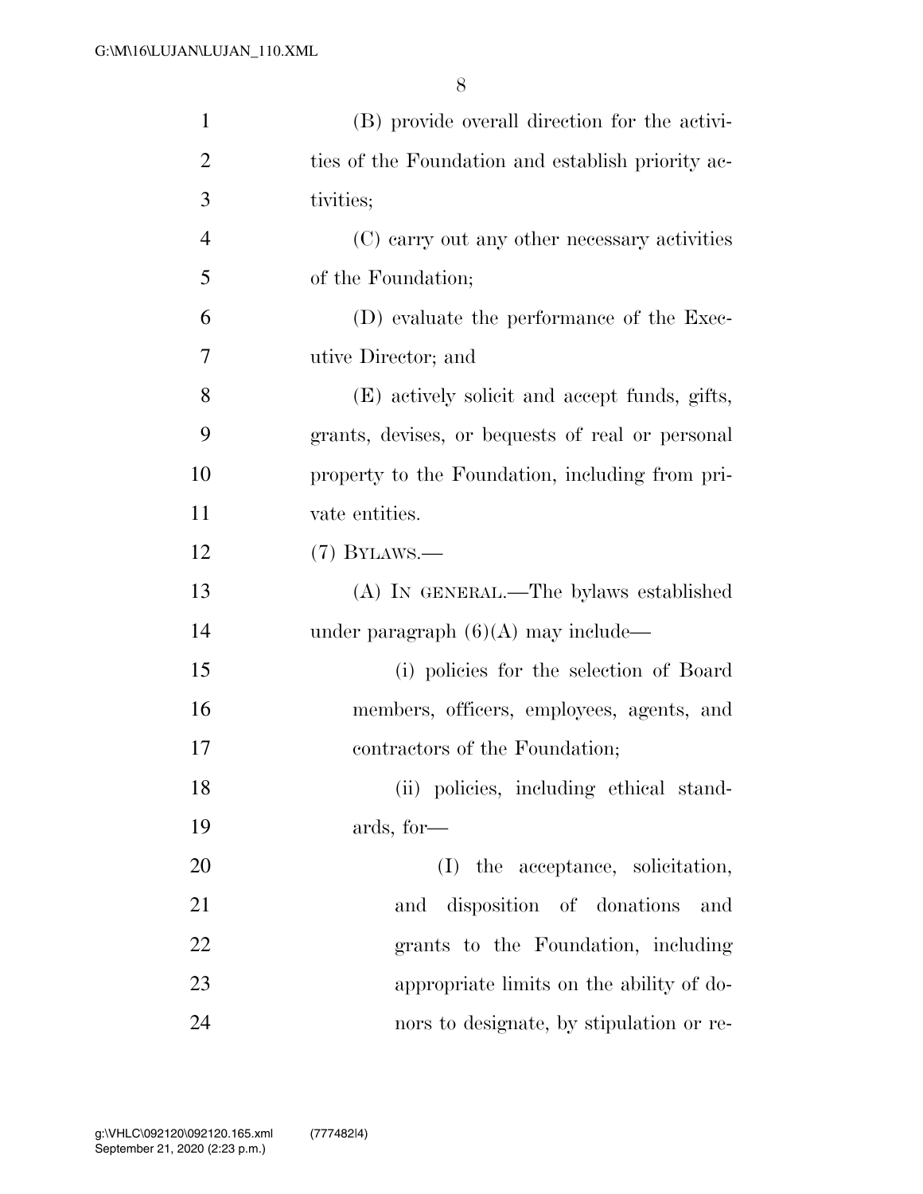(B) provide overall direction for the activities of the Foundation and establish priority activities;

(C) carry out any other necessary activities of the Foundation;

(D) evaluate the performance of the Executive Director; and

(E) actively solicit and accept funds, gifts, grants, devises, or bequests of real or personal property to the Foundation, including from private entities.

(7) BYLAWS.—

(A) IN GENERAL.—The bylaws established under paragraph (6)(A) may include—

(i) policies for the selection of Board members, officers, employees, agents, and contractors of the Foundation;

(ii) policies, including ethical standards, for—

(I) the acceptance, solicitation, and disposition of donations and grants to the Foundation, including appropriate limits on the ability of donors to designate, by stipulation or re-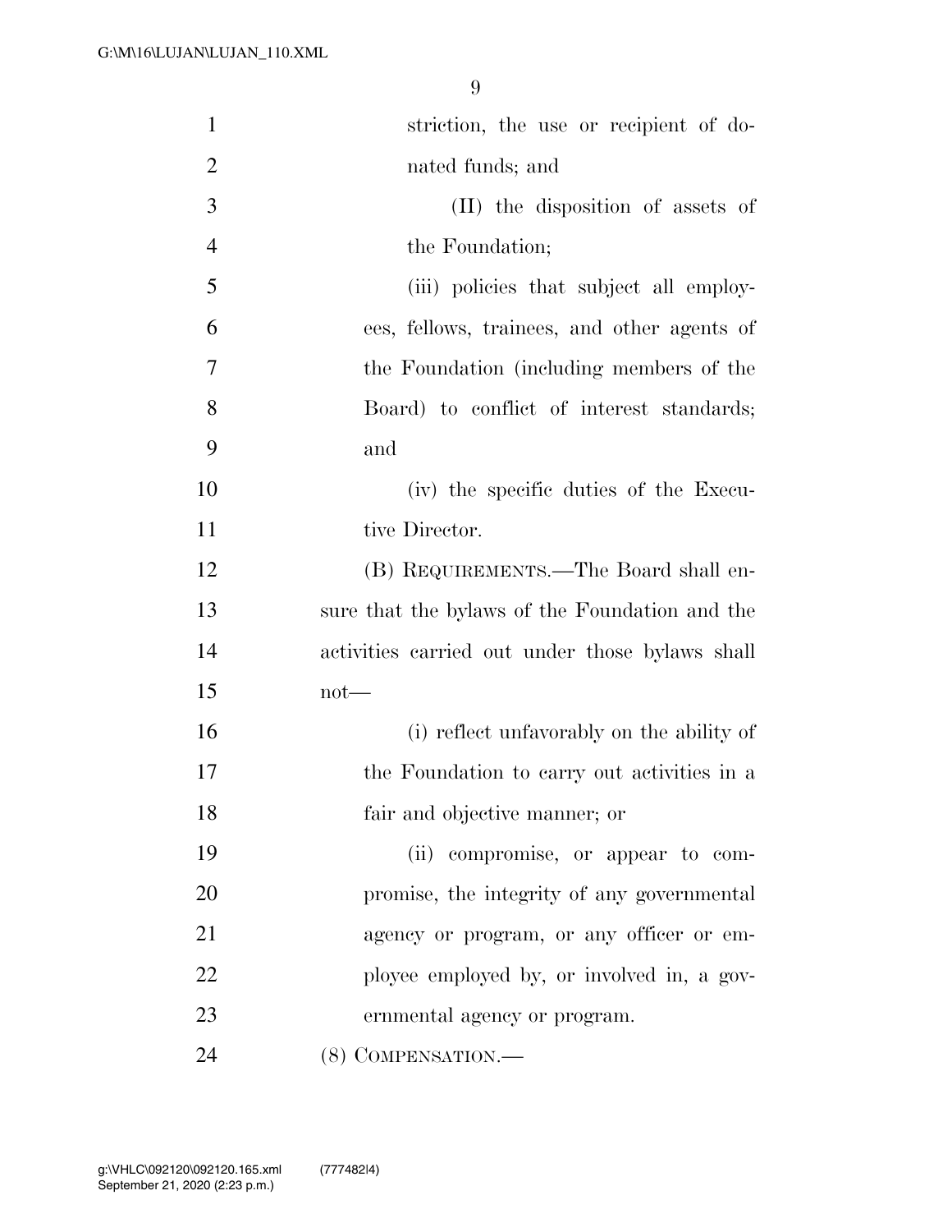striction, the use or recipient of donated funds; and

(II) the disposition of assets of the Foundation;

(iii) policies that subject all employees, fellows, trainees, and other agents of the Foundation (including members of the Board) to conflict of interest standards; and

(iv) the specific duties of the Executive Director.

(B) REQUIREMENTS.—The Board shall ensure that the bylaws of the Foundation and the activities carried out under those bylaws shall not—

(i) reflect unfavorably on the ability of the Foundation to carry out activities in a fair and objective manner; or

(ii) compromise, or appear to compromise, the integrity of any governmental agency or program, or any officer or employee employed by, or involved in, a governmental agency or program.

(8) COMPENSATION.—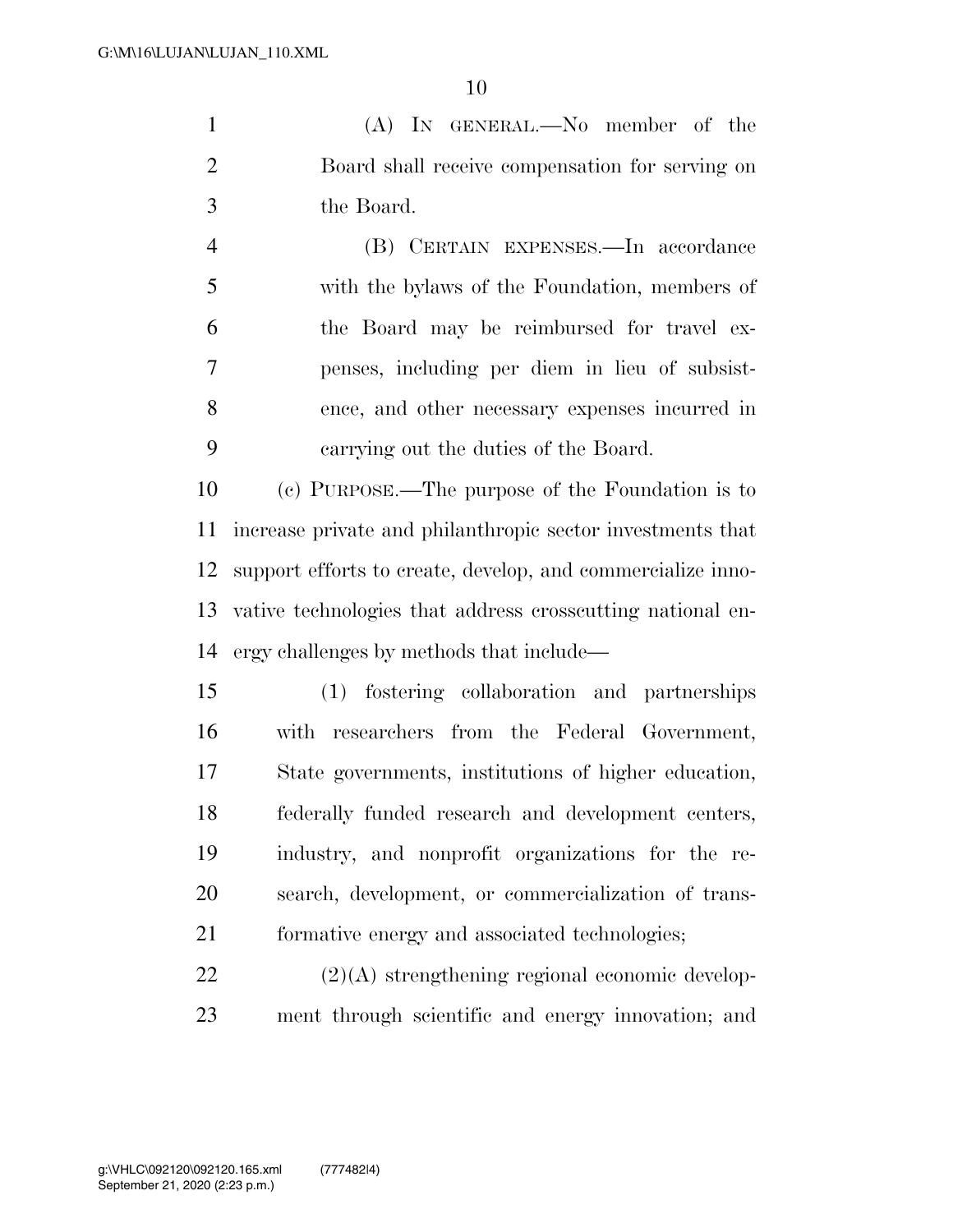(A) IN GENERAL.—No member of the Board shall receive compensation for serving on the Board.

(B) CERTAIN EXPENSES.—In accordance with the bylaws of the Foundation, members of the Board may be reimbursed for travel expenses, including per diem in lieu of subsistence, and other necessary expenses incurred in carrying out the duties of the Board.

(c) PURPOSE.—The purpose of the Foundation is to increase private and philanthropic sector investments that support efforts to create, develop, and commercialize innovative technologies that address crosscutting national energy challenges by methods that include—

(1) fostering collaboration and partnerships with researchers from the Federal Government, State governments, institutions of higher education, federally funded research and development centers, industry, and nonprofit organizations for the research, development, or commercialization of transformative energy and associated technologies;

(2)(A) strengthening regional economic development through scientific and energy innovation; and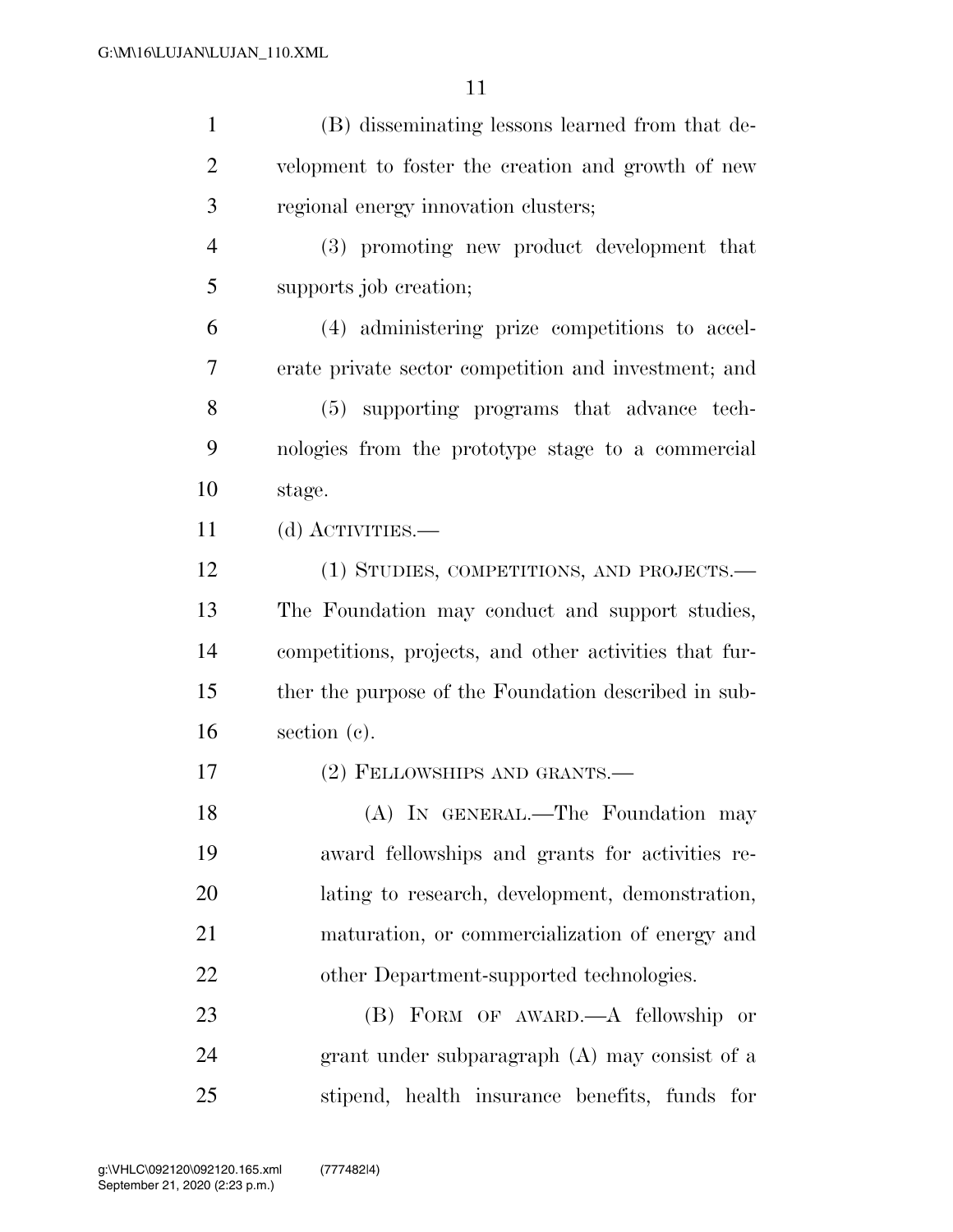(B) disseminating lessons learned from that development to foster the creation and growth of new regional energy innovation clusters;

(3) promoting new product development that supports job creation;

(4) administering prize competitions to accelerate private sector competition and investment; and

(5) supporting programs that advance technologies from the prototype stage to a commercial stage.

(d) ACTIVITIES.—

(1) STUDIES, COMPETITIONS, AND PROJECTS.—The Foundation may conduct and support studies, competitions, projects, and other activities that further the purpose of the Foundation described in subsection (c).

(2) FELLOWSHIPS AND GRANTS.—

(A) IN GENERAL.—The Foundation may award fellowships and grants for activities relating to research, development, demonstration, maturation, or commercialization of energy and other Department-supported technologies.

(B) FORM OF AWARD.—A fellowship or grant under subparagraph (A) may consist of a stipend, health insurance benefits, funds for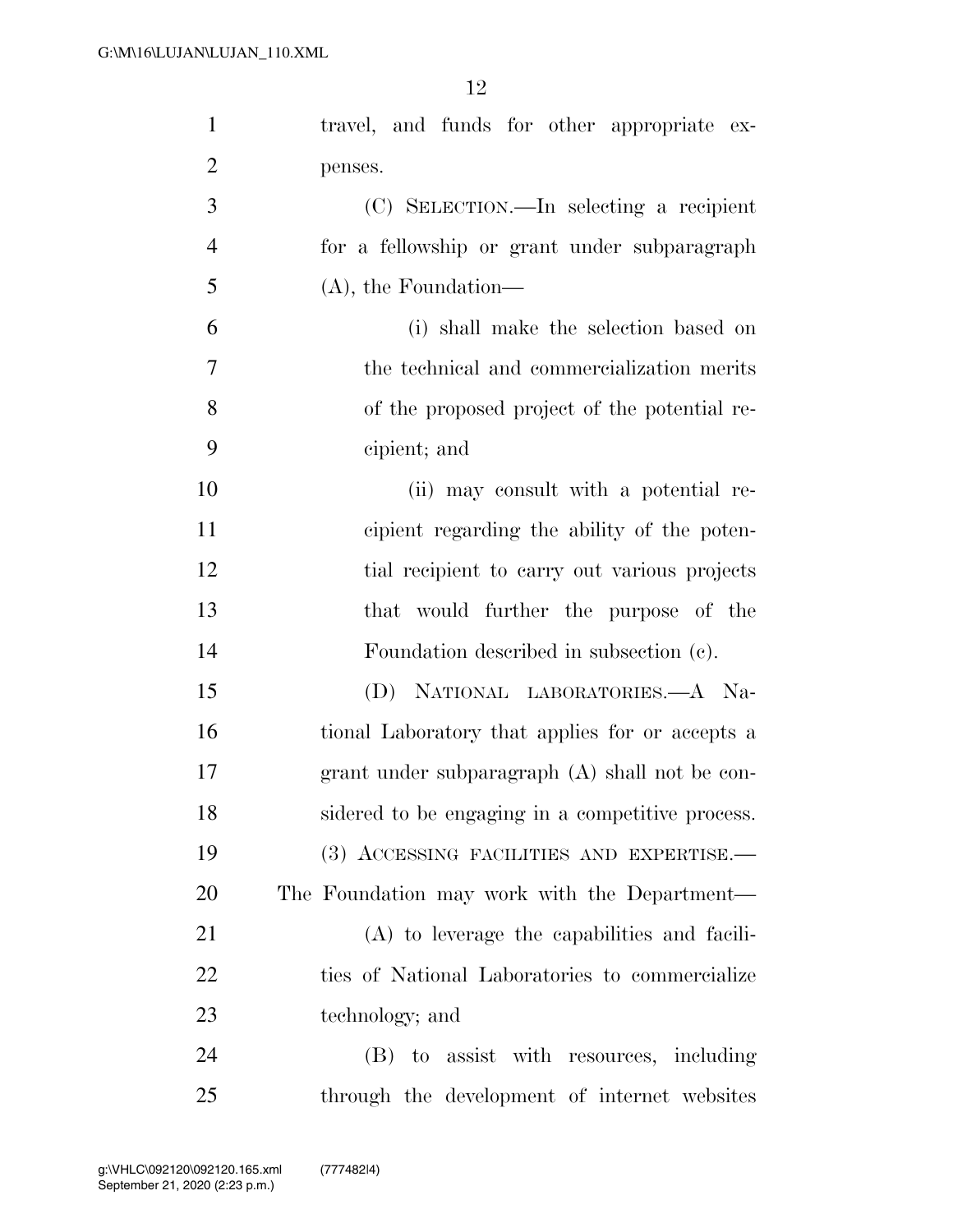travel, and funds for other appropriate expenses.

(C) SELECTION.—In selecting a recipient for a fellowship or grant under subparagraph (A), the Foundation—

(i) shall make the selection based on the technical and commercialization merits of the proposed project of the potential recipient; and

(ii) may consult with a potential recipient regarding the ability of the potential recipient to carry out various projects that would further the purpose of the Foundation described in subsection (c).

(D) NATIONAL LABORATORIES.—A National Laboratory that applies for or accepts a grant under subparagraph (A) shall not be considered to be engaging in a competitive process.

(3) ACCESSING FACILITIES AND EXPERTISE.—The Foundation may work with the Department—

(A) to leverage the capabilities and facilities of National Laboratories to commercialize technology; and

(B) to assist with resources, including through the development of internet websites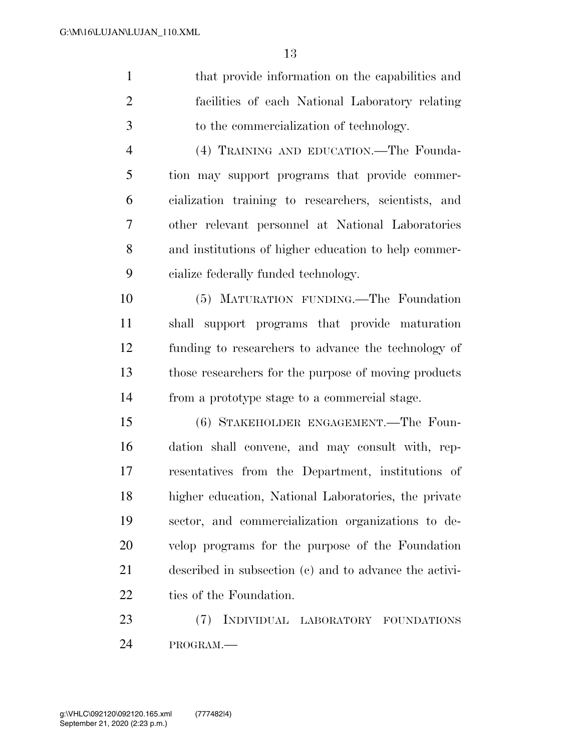that provide information on the capabilities and facilities of each National Laboratory relating to the commercialization of technology.

(4) TRAINING AND EDUCATION.—The Foundation may support programs that provide commercialization training to researchers, scientists, and other relevant personnel at National Laboratories and institutions of higher education to help commercialize federally funded technology.

(5) MATURATION FUNDING.—The Foundation shall support programs that provide maturation funding to researchers to advance the technology of those researchers for the purpose of moving products from a prototype stage to a commercial stage.

(6) STAKEHOLDER ENGAGEMENT.—The Foundation shall convene, and may consult with, representatives from the Department, institutions of higher education, National Laboratories, the private sector, and commercialization organizations to develop programs for the purpose of the Foundation described in subsection (c) and to advance the activities of the Foundation.

(7) INDIVIDUAL LABORATORY FOUNDATIONS PROGRAM.—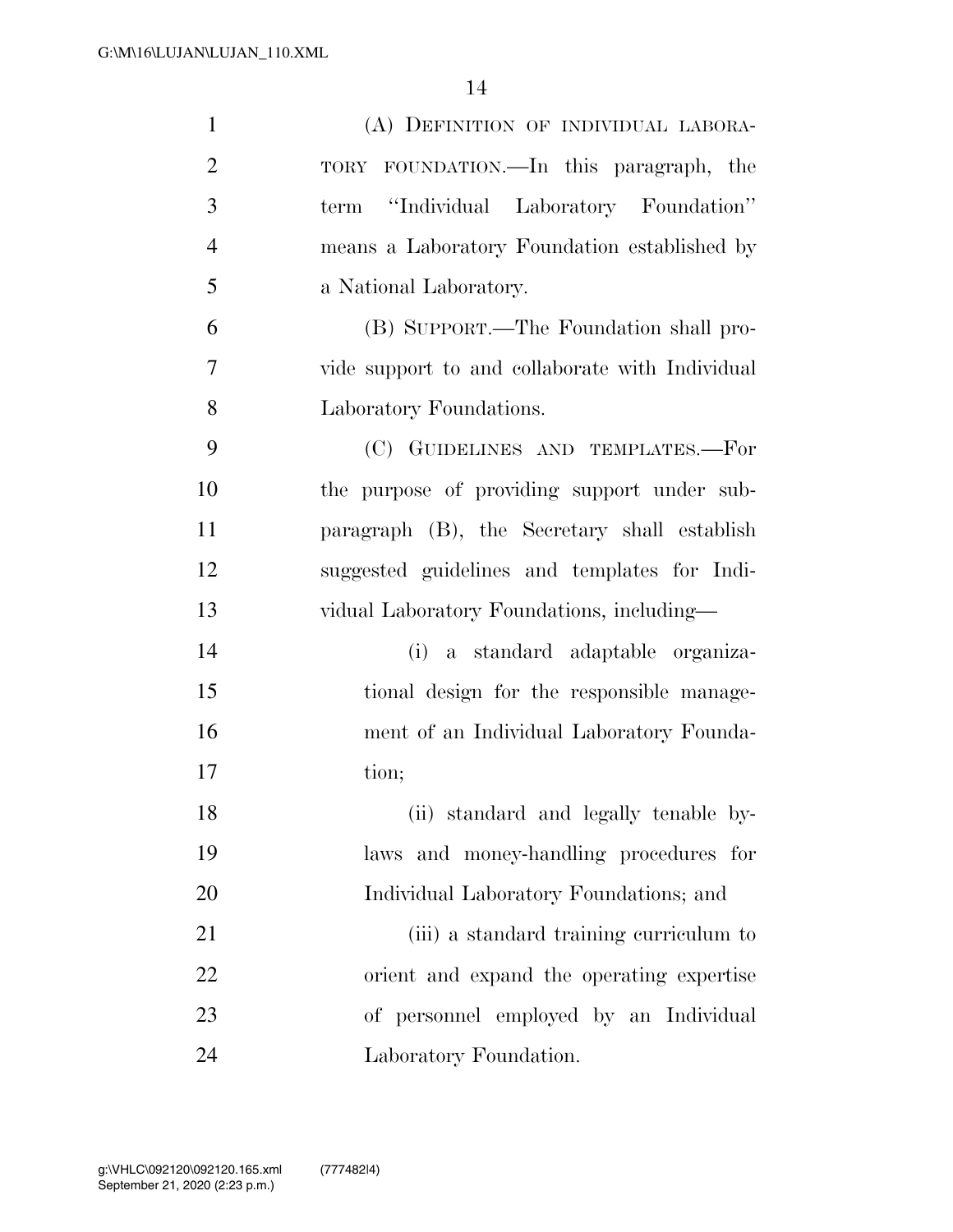(A) DEFINITION OF INDIVIDUAL LABORATORY FOUNDATION.—In this paragraph, the term "Individual Laboratory Foundation" means a Laboratory Foundation established by a National Laboratory.

(B) SUPPORT.—The Foundation shall provide support to and collaborate with Individual Laboratory Foundations.

(C) GUIDELINES AND TEMPLATES.—For the purpose of providing support under subparagraph (B), the Secretary shall establish suggested guidelines and templates for Individual Laboratory Foundations, including—

(i) a standard adaptable organizational design for the responsible management of an Individual Laboratory Foundation;

(ii) standard and legally tenable bylaws and money-handling procedures for Individual Laboratory Foundations; and

(iii) a standard training curriculum to orient and expand the operating expertise of personnel employed by an Individual Laboratory Foundation.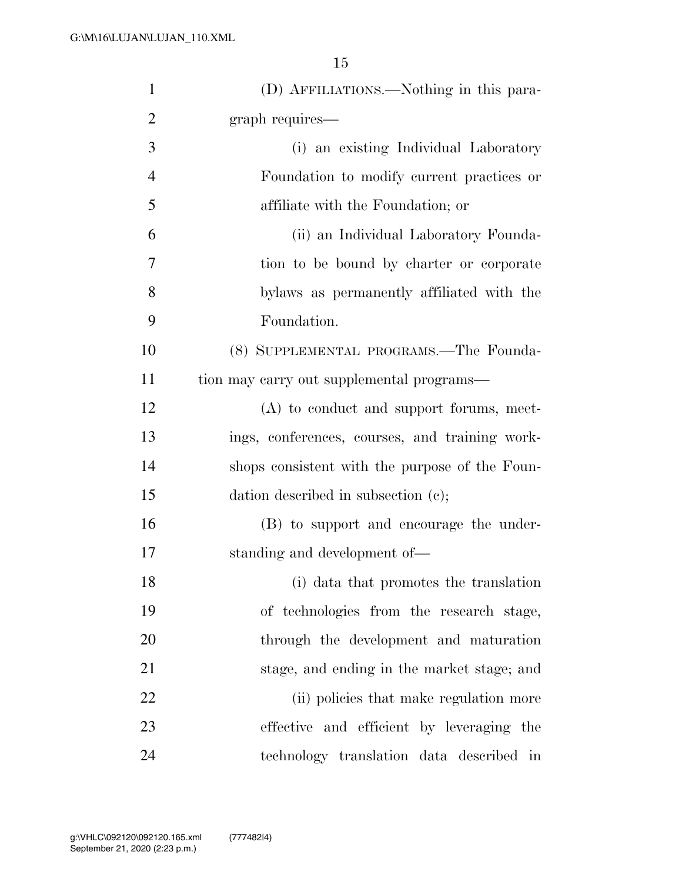(D) AFFILIATIONS.—Nothing in this paragraph requires—

(i) an existing Individual Laboratory Foundation to modify current practices or affiliate with the Foundation; or

(ii) an Individual Laboratory Foundation to be bound by charter or corporate bylaws as permanently affiliated with the Foundation.

(8) SUPPLEMENTAL PROGRAMS.—The Foundation may carry out supplemental programs—

(A) to conduct and support forums, meetings, conferences, courses, and training workshops consistent with the purpose of the Foundation described in subsection (c);

(B) to support and encourage the understanding and development of—

(i) data that promotes the translation of technologies from the research stage, through the development and maturation stage, and ending in the market stage; and

(ii) policies that make regulation more effective and efficient by leveraging the technology translation data described in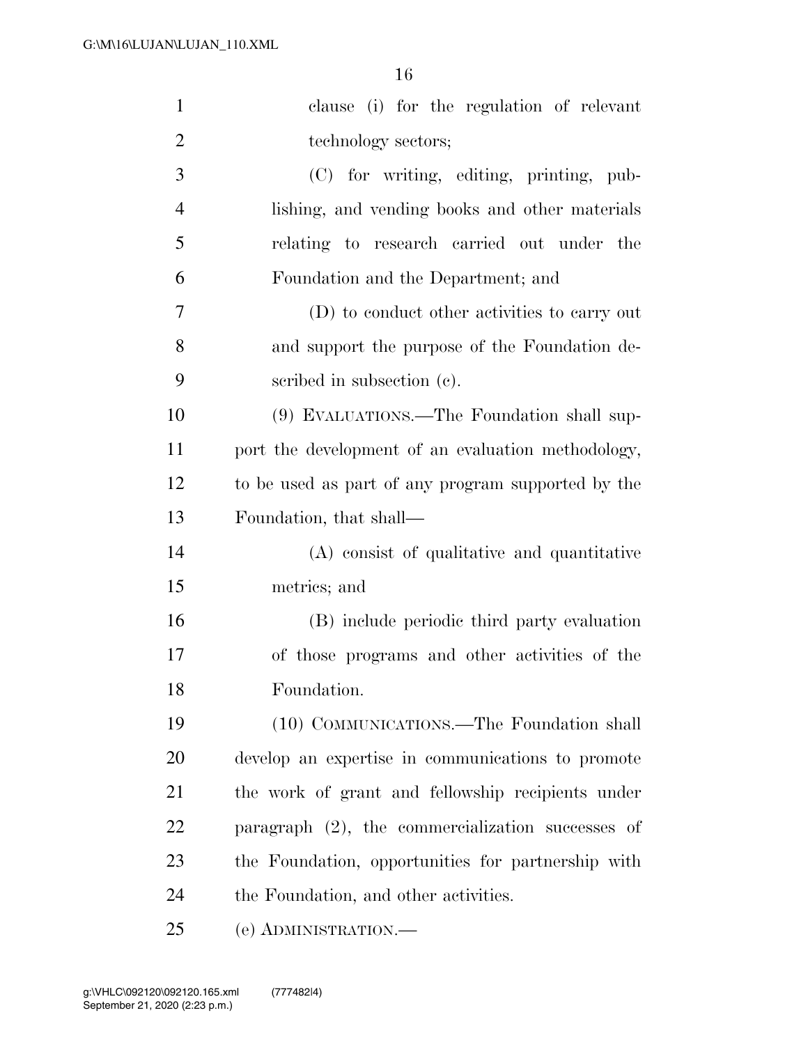clause (i) for the regulation of relevant technology sectors;

(C) for writing, editing, printing, publishing, and vending books and other materials relating to research carried out under the Foundation and the Department; and

(D) to conduct other activities to carry out and support the purpose of the Foundation described in subsection (c).

(9) EVALUATIONS.—The Foundation shall support the development of an evaluation methodology, to be used as part of any program supported by the Foundation, that shall—

(A) consist of qualitative and quantitative metrics; and

(B) include periodic third party evaluation of those programs and other activities of the Foundation.

(10) COMMUNICATIONS.—The Foundation shall develop an expertise in communications to promote the work of grant and fellowship recipients under paragraph (2), the commercialization successes of the Foundation, opportunities for partnership with the Foundation, and other activities.

(e) ADMINISTRATION.—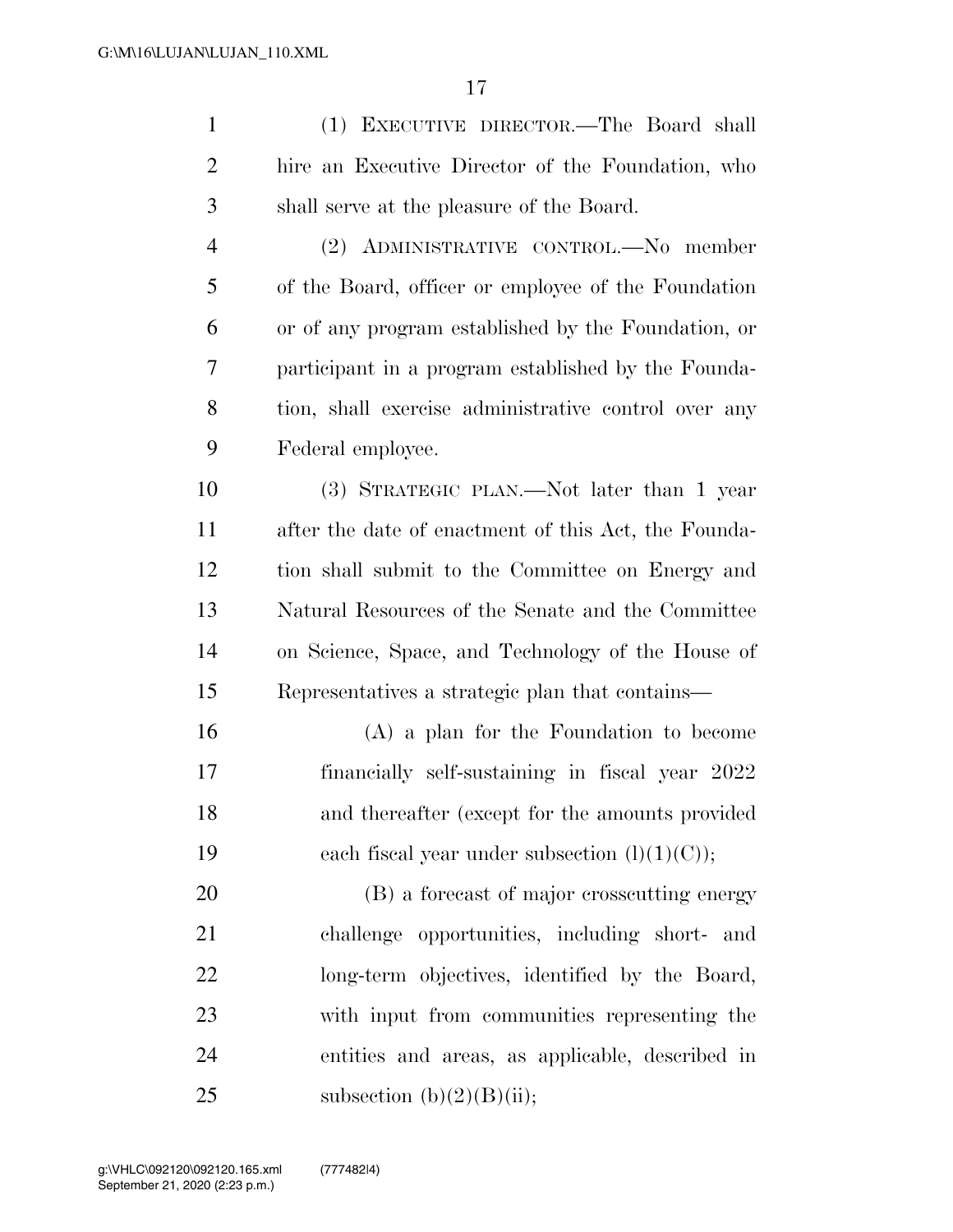(1) EXECUTIVE DIRECTOR.—The Board shall hire an Executive Director of the Foundation, who shall serve at the pleasure of the Board.

(2) ADMINISTRATIVE CONTROL.—No member of the Board, officer or employee of the Foundation or of any program established by the Foundation, or participant in a program established by the Foundation, shall exercise administrative control over any Federal employee.

(3) STRATEGIC PLAN.—Not later than 1 year after the date of enactment of this Act, the Foundation shall submit to the Committee on Energy and Natural Resources of the Senate and the Committee on Science, Space, and Technology of the House of Representatives a strategic plan that contains—

(A) a plan for the Foundation to become financially self-sustaining in fiscal year 2022 and thereafter (except for the amounts provided each fiscal year under subsection (l)(1)(C));

(B) a forecast of major crosscutting energy challenge opportunities, including short- and long-term objectives, identified by the Board, with input from communities representing the entities and areas, as applicable, described in subsection (b)(2)(B)(ii);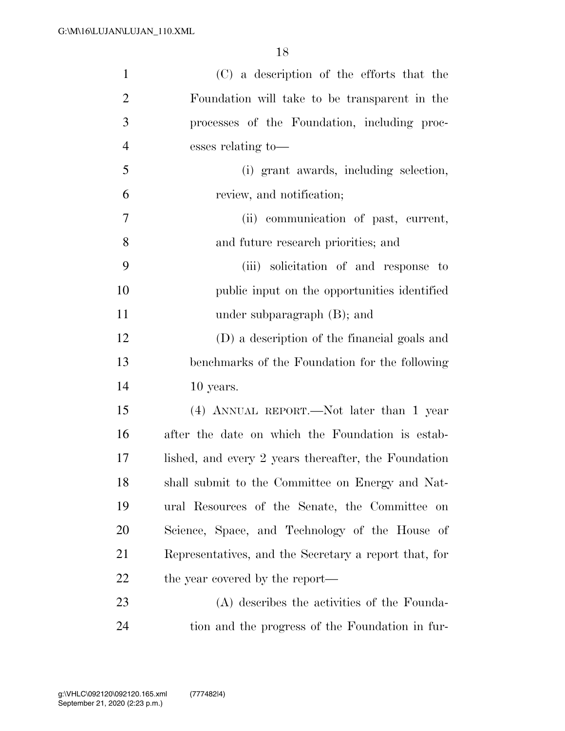(C) a description of the efforts that the Foundation will take to be transparent in the processes of the Foundation, including processes relating to—

(i) grant awards, including selection, review, and notification;

(ii) communication of past, current, and future research priorities; and

(iii) solicitation of and response to public input on the opportunities identified under subparagraph (B); and

(D) a description of the financial goals and benchmarks of the Foundation for the following 10 years.

(4) ANNUAL REPORT.—Not later than 1 year after the date on which the Foundation is established, and every 2 years thereafter, the Foundation shall submit to the Committee on Energy and Natural Resources of the Senate, the Committee on Science, Space, and Technology of the House of Representatives, and the Secretary a report that, for the year covered by the report—

(A) describes the activities of the Foundation and the progress of the Foundation in fur-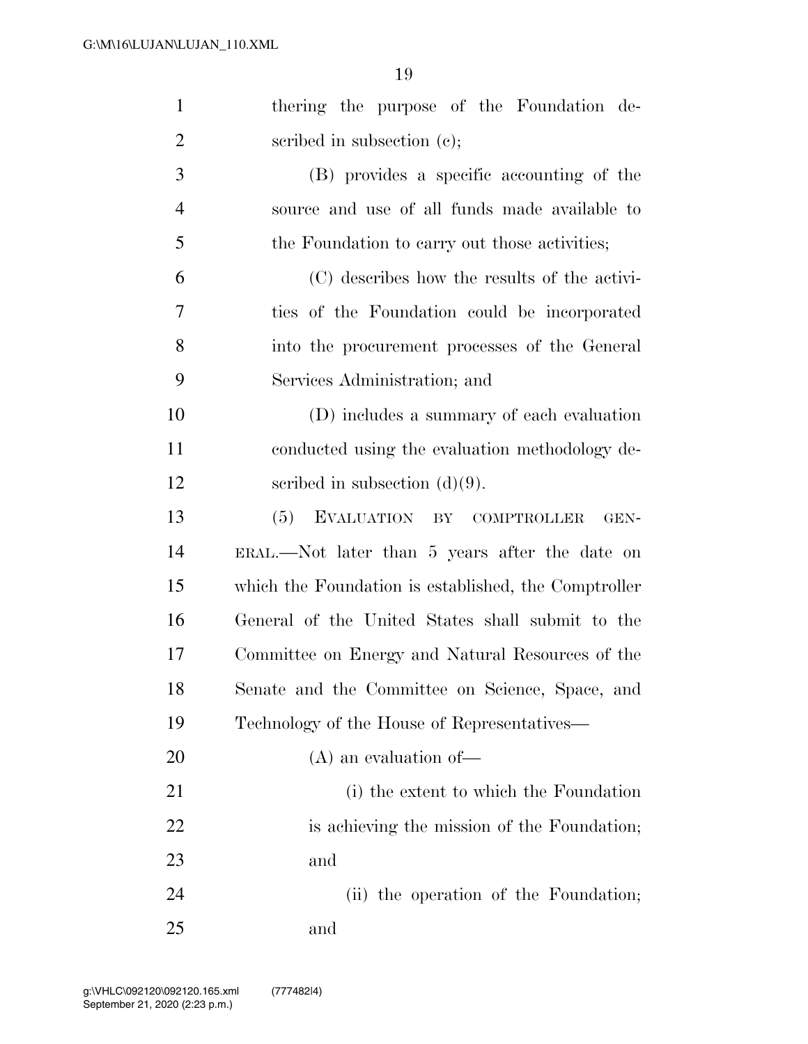thering the purpose of the Foundation described in subsection (c);

(B) provides a specific accounting of the source and use of all funds made available to the Foundation to carry out those activities;

(C) describes how the results of the activities of the Foundation could be incorporated into the procurement processes of the General Services Administration; and

(D) includes a summary of each evaluation conducted using the evaluation methodology described in subsection (d)(9).

(5) EVALUATION BY COMPTROLLER GENERAL.—Not later than 5 years after the date on which the Foundation is established, the Comptroller General of the United States shall submit to the Committee on Energy and Natural Resources of the Senate and the Committee on Science, Space, and Technology of the House of Representatives—

(A) an evaluation of—

(i) the extent to which the Foundation is achieving the mission of the Foundation; and

(ii) the operation of the Foundation; and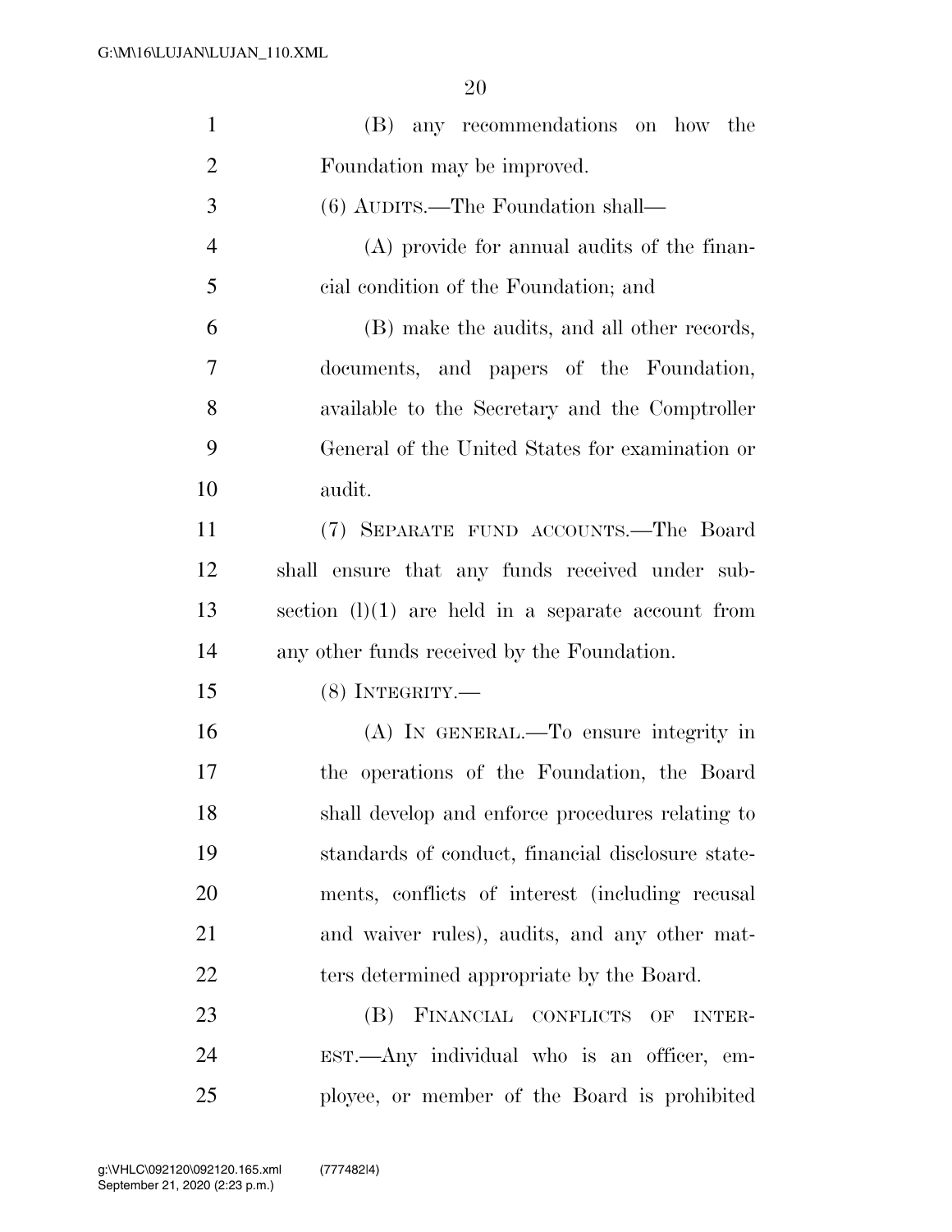(B) any recommendations on how the Foundation may be improved.

(6) AUDITS.—The Foundation shall—

(A) provide for annual audits of the financial condition of the Foundation; and

(B) make the audits, and all other records, documents, and papers of the Foundation, available to the Secretary and the Comptroller General of the United States for examination or audit.

(7) SEPARATE FUND ACCOUNTS.—The Board shall ensure that any funds received under subsection (l)(1) are held in a separate account from any other funds received by the Foundation.

(8) INTEGRITY.—

(A) IN GENERAL.—To ensure integrity in the operations of the Foundation, the Board shall develop and enforce procedures relating to standards of conduct, financial disclosure statements, conflicts of interest (including recusal and waiver rules), audits, and any other matters determined appropriate by the Board.

(B) FINANCIAL CONFLICTS OF INTEREST.—Any individual who is an officer, employee, or member of the Board is prohibited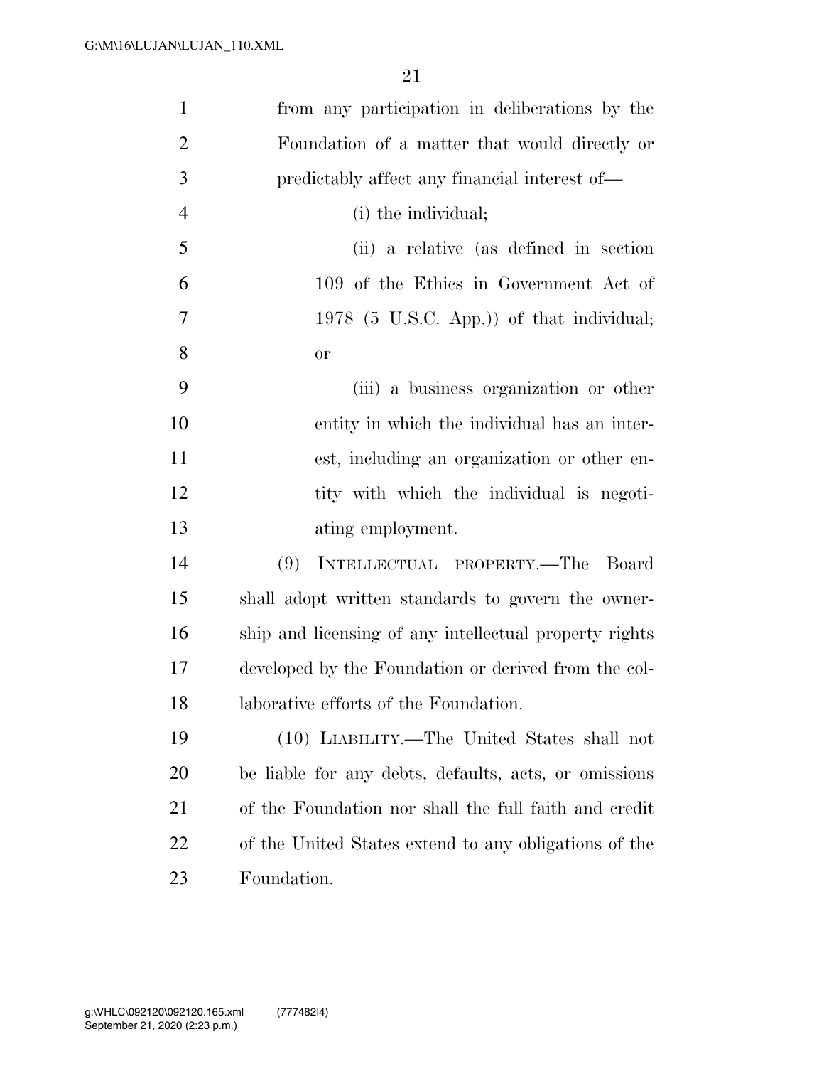from any participation in deliberations by the Foundation of a matter that would directly or predictably affect any financial interest of—

(i) the individual;

(ii) a relative (as defined in section 109 of the Ethics in Government Act of 1978 (5 U.S.C. App.)) of that individual; or

(iii) a business organization or other entity in which the individual has an interest, including an organization or other entity with which the individual is negotiating employment.

(9) INTELLECTUAL PROPERTY.—The Board shall adopt written standards to govern the ownership and licensing of any intellectual property rights developed by the Foundation or derived from the collaborative efforts of the Foundation.

(10) LIABILITY.—The United States shall not be liable for any debts, defaults, acts, or omissions of the Foundation nor shall the full faith and credit of the United States extend to any obligations of the Foundation.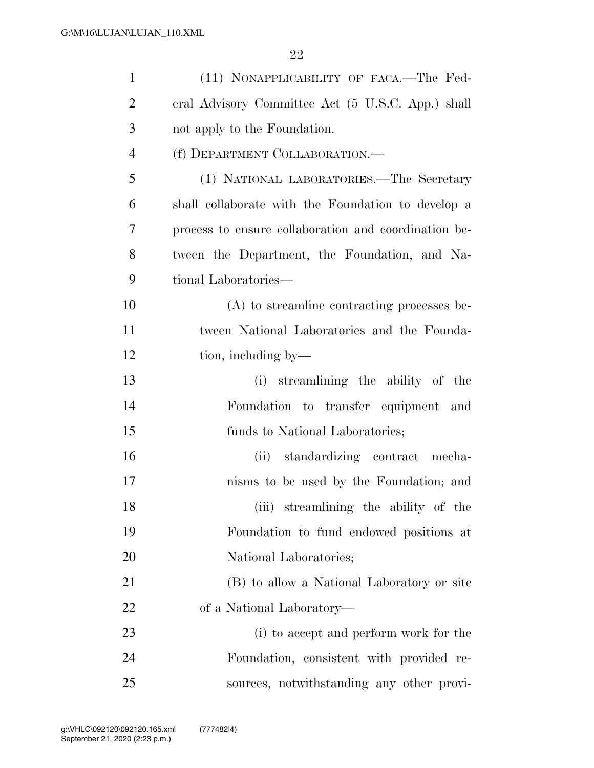(11) NONAPPLICABILITY OF FACA.—The Federal Advisory Committee Act (5 U.S.C. App.) shall not apply to the Foundation.

(f) DEPARTMENT COLLABORATION.—

(1) NATIONAL LABORATORIES.—The Secretary shall collaborate with the Foundation to develop a process to ensure collaboration and coordination between the Department, the Foundation, and National Laboratories—

(A) to streamline contracting processes between National Laboratories and the Foundation, including by—

(i) streamlining the ability of the Foundation to transfer equipment and funds to National Laboratories;

(ii) standardizing contract mechanisms to be used by the Foundation; and

(iii) streamlining the ability of the Foundation to fund endowed positions at National Laboratories;

(B) to allow a National Laboratory or site of a National Laboratory—

(i) to accept and perform work for the Foundation, consistent with provided resources, notwithstanding any other provi-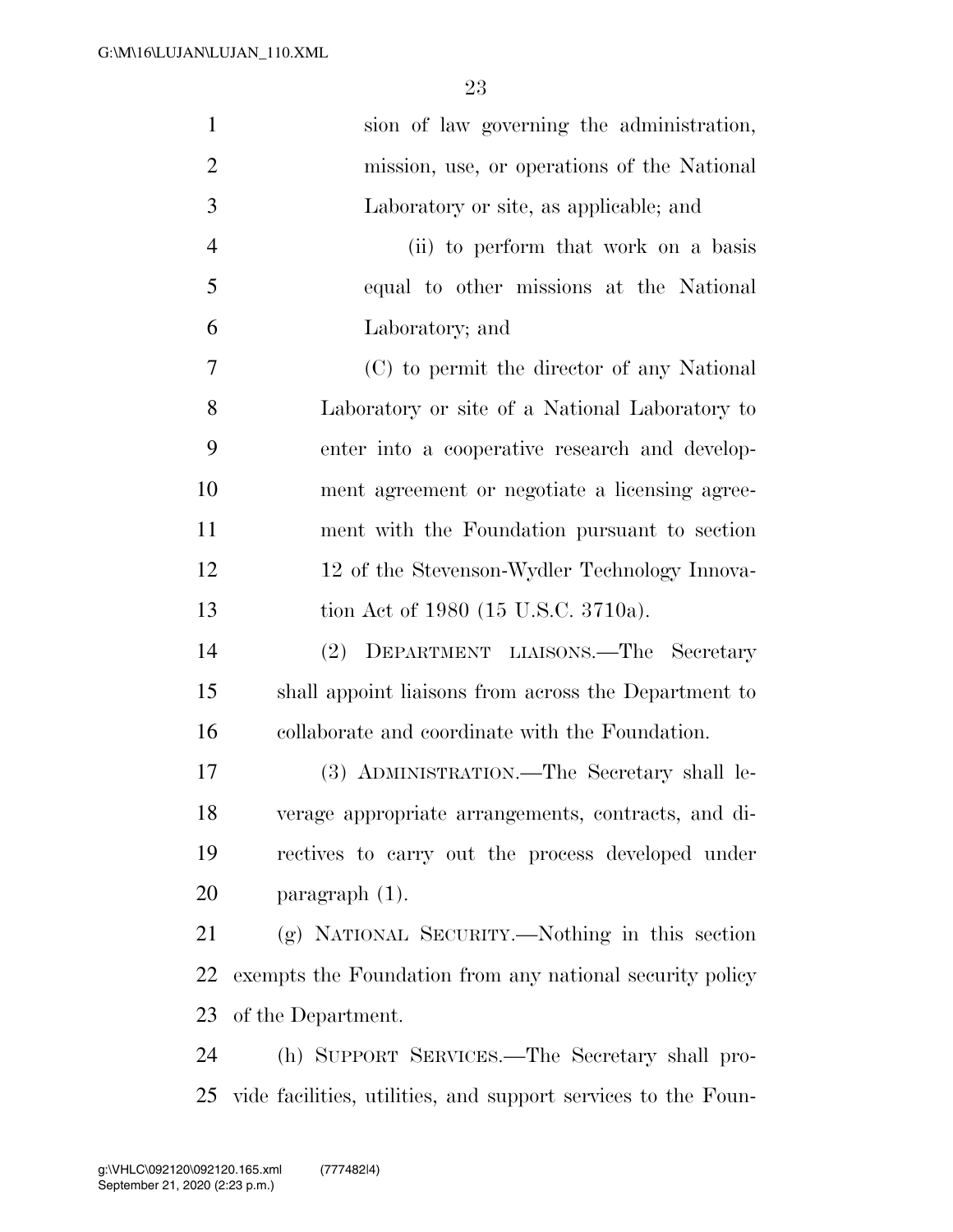sion of law governing the administration, mission, use, or operations of the National Laboratory or site, as applicable; and

(ii) to perform that work on a basis equal to other missions at the National Laboratory; and

(C) to permit the director of any National Laboratory or site of a National Laboratory to enter into a cooperative research and development agreement or negotiate a licensing agreement with the Foundation pursuant to section 12 of the Stevenson-Wydler Technology Innovation Act of 1980 (15 U.S.C. 3710a).

(2) DEPARTMENT LIAISONS.—The Secretary shall appoint liaisons from across the Department to collaborate and coordinate with the Foundation.

(3) ADMINISTRATION.—The Secretary shall leverage appropriate arrangements, contracts, and directives to carry out the process developed under paragraph (1).

(g) NATIONAL SECURITY.—Nothing in this section exempts the Foundation from any national security policy of the Department.

(h) SUPPORT SERVICES.—The Secretary shall provide facilities, utilities, and support services to the Foun-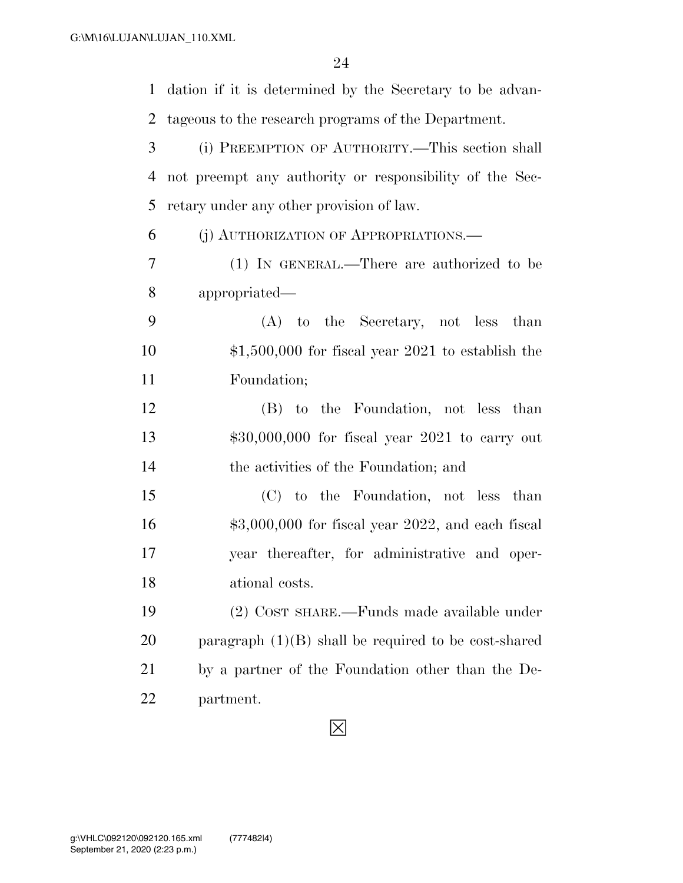dation if it is determined by the Secretary to be advantageous to the research programs of the Department.

(i) PREEMPTION OF AUTHORITY.—This section shall not preempt any authority or responsibility of the Secretary under any other provision of law.

(j) AUTHORIZATION OF APPROPRIATIONS.—

(1) IN GENERAL.—There are authorized to be appropriated—

(A) to the Secretary, not less than $1,500,000 for fiscal year 2021 to establish the Foundation;

(B) to the Foundation, not less than $30,000,000 for fiscal year 2021 to carry out the activities of the Foundation; and

(C) to the Foundation, not less than $3,000,000 for fiscal year 2022, and each fiscal year thereafter, for administrative and operational costs.

(2) COST SHARE.—Funds made available under paragraph (1)(B) shall be required to be cost-shared by a partner of the Foundation other than the Department.

☒